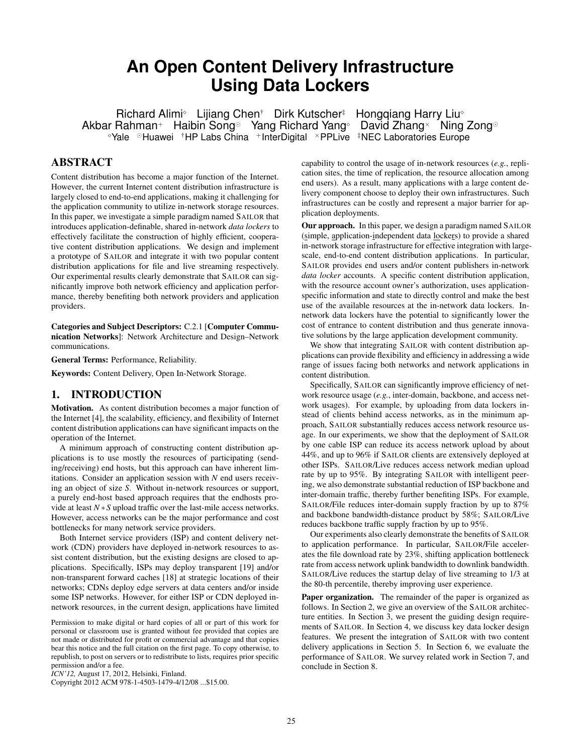# An Open Content Delivery Infrastructure Using Data Lockers

Richard Alimi[◇] Lijiang Chen[†] Dirk Kutscher[‡] Hongqiang Harry Liu[◇]
Akbar Rahman[+] Haibin Song[⊙] Yang Richard Yang[◇] David Zhang[×] Ning Zong[⊙]
[◇]Yale [⊙]Huawei [†]HP Labs China [+]InterDigital [×]PPLive [‡]NEC Laboratories Europe

## ABSTRACT

Content distribution has become a major function of the Internet. However, the current Internet content distribution infrastructure is largely closed to end-to-end applications, making it challenging for the application community to utilize in-network storage resources. In this paper, we investigate a simple paradigm named SAILOR that introduces application-definable, shared in-network *data lockers* to effectively facilitate the construction of highly efficient, cooperative content distribution applications. We design and implement a prototype of SAILOR and integrate it with two popular content distribution applications for file and live streaming respectively. Our experimental results clearly demonstrate that SAILOR can significantly improve both network efficiency and application performance, thereby benefiting both network providers and application providers.

**Categories and Subject Descriptors:** C.2.1 [**Computer Communication Networks**]: Network Architecture and Design–Network communications.

**General Terms:** Performance, Reliability.

**Keywords:** Content Delivery, Open In-Network Storage.

## 1. INTRODUCTION

**Motivation.** As content distribution becomes a major function of the Internet [4], the scalability, efficiency, and flexibility of Internet content distribution applications can have significant impacts on the operation of the Internet.

A minimum approach of constructing content distribution applications is to use mostly the resources of participating (sending/receiving) end hosts, but this approach can have inherent limitations. Consider an application session with *N* end users receiving an object of size *S*. Without in-network resources or support, a purely end-host based approach requires that the endhosts provide at least $N * S$ upload traffic over the last-mile access networks. However, access networks can be the major performance and cost bottlenecks for many network service providers.

Both Internet service providers (ISP) and content delivery network (CDN) providers have deployed in-network resources to assist content distribution, but the existing designs are closed to applications. Specifically, ISPs may deploy transparent [19] and/or non-transparent forward caches [18] at strategic locations of their networks; CDNs deploy edge servers at data centers and/or inside some ISP networks. However, for either ISP or CDN deployed in-network resources, in the current design, applications have limited capability to control the usage of in-network resources (*e.g.*, replication sites, the time of replication, the resource allocation among end users). As a result, many applications with a large content delivery component choose to deploy their own infrastructures. Such infrastructures can be costly and represent a major barrier for application deployments.

Permission to make digital or hard copies of all or part of this work for personal or classroom use is granted without fee provided that copies are not made or distributed for profit or commercial advantage and that copies bear this notice and the full citation on the first page. To copy otherwise, to republish, to post on servers or to redistribute to lists, requires prior specific permission and/or a fee.
*ICN'12,* August 17, 2012, Helsinki, Finland.
Copyright 2012 ACM 978-1-4503-1479-4/12/08 ...$15.00.

**Our approach.** In this paper, we design a paradigm named SAILOR (simple, application-independent data lockers) to provide a shared in-network storage infrastructure for effective integration with large-scale, end-to-end content distribution applications. In particular, SAILOR provides end users and/or content publishers in-network *data locker* accounts. A specific content distribution application, with the resource account owner's authorization, uses application-specific information and state to directly control and make the best use of the available resources at the in-network data lockers. In-network data lockers have the potential to significantly lower the cost of entrance to content distribution and thus generate innovative solutions by the large application development community.

We show that integrating SAILOR with content distribution applications can provide flexibility and efficiency in addressing a wide range of issues facing both networks and network applications in content distribution.

Specifically, SAILOR can significantly improve efficiency of network resource usage (*e.g.*, inter-domain, backbone, and access network usages). For example, by uploading from data lockers instead of clients behind access networks, as in the minimum approach, SAILOR substantially reduces access network resource usage. In our experiments, we show that the deployment of SAILOR by one cable ISP can reduce its access network upload by about 44%, and up to 96% if SAILOR clients are extensively deployed at other ISPs. SAILOR/Live reduces access network median upload rate by up to 95%. By integrating SAILOR with intelligent peering, we also demonstrate substantial reduction of ISP backbone and inter-domain traffic, thereby further benefiting ISPs. For example, SAILOR/File reduces inter-domain supply fraction by up to 87% and backbone bandwidth-distance product by 58%; SAILOR/Live reduces backbone traffic supply fraction by up to 95%.

Our experiments also clearly demonstrate the benefits of SAILOR to application performance. In particular, SAILOR/File accelerates the file download rate by 23%, shifting application bottleneck rate from access network uplink bandwidth to downlink bandwidth. SAILOR/Live reduces the startup delay of live streaming to 1/3 at the 80-th percentile, thereby improving user experience.

**Paper organization.** The remainder of the paper is organized as follows. In Section 2, we give an overview of the SAILOR architecture entities. In Section 3, we present the guiding design requirements of SAILOR. In Section 4, we discuss key data locker design features. We present the integration of SAILOR with two content delivery applications in Section 5. In Section 6, we evaluate the performance of SAILOR. We survey related work in Section 7, and conclude in Section 8.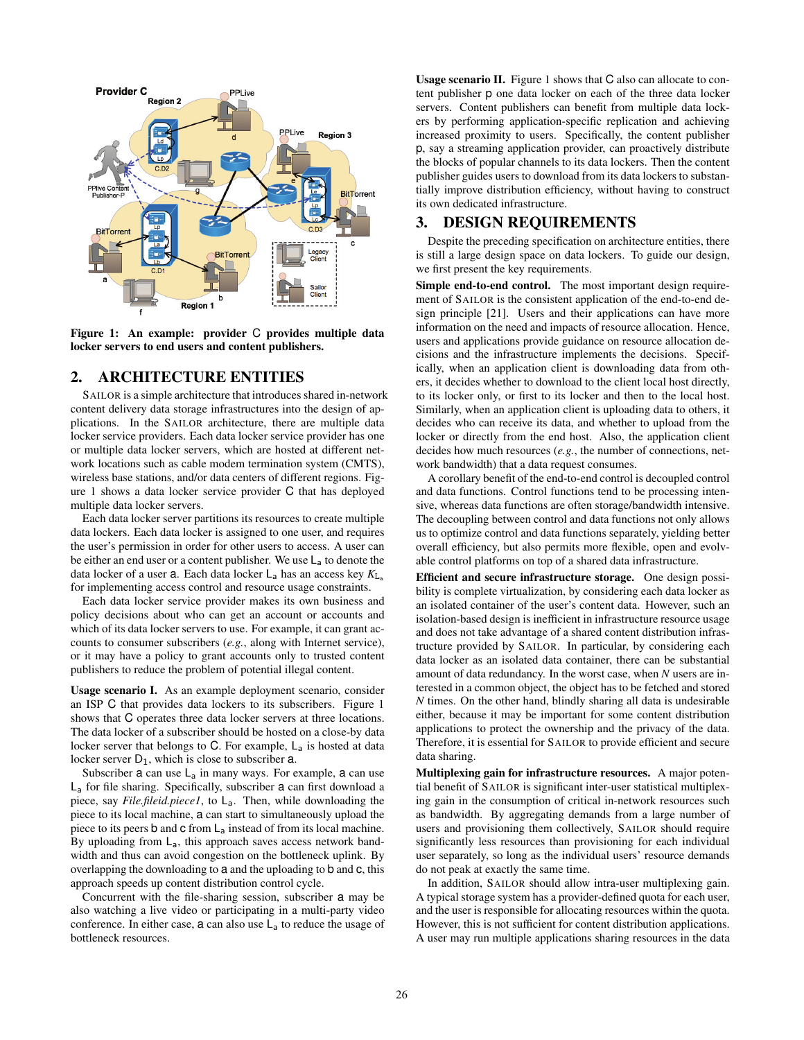Figure 1: An example: provider C provides multiple data locker servers to end users and content publishers.

## 2. ARCHITECTURE ENTITIES

SAILOR is a simple architecture that introduces shared in-network content delivery data storage infrastructures into the design of applications. In the SAILOR architecture, there are multiple data locker service providers. Each data locker service provider has one or multiple data locker servers, which are hosted at different network locations such as cable modem termination system (CMTS), wireless base stations, and/or data centers of different regions. Figure 1 shows a data locker service provider C that has deployed multiple data locker servers.

Each data locker server partitions its resources to create multiple data lockers. Each data locker is assigned to one user, and requires the user's permission in order for other users to access. A user can be either an end user or a content publisher. We use $L_a$ to denote the data locker of a user a. Each data locker $L_a$ has an access key $K_{L_a}$ for implementing access control and resource usage constraints.

Each data locker service provider makes its own business and policy decisions about who can get an account or accounts and which of its data locker servers to use. For example, it can grant accounts to consumer subscribers (*e.g.*, along with Internet service), or it may have a policy to grant accounts only to trusted content publishers to reduce the problem of potential illegal content.

**Usage scenario I.** As an example deployment scenario, consider an ISP C that provides data lockers to its subscribers. Figure 1 shows that C operates three data locker servers at three locations. The data locker of a subscriber should be hosted on a close-by data locker server that belongs to C. For example, $L_a$ is hosted at data locker server $D_1$, which is close to subscriber a.

Subscriber a can use $L_a$ in many ways. For example, a can use $L_a$ for file sharing. Specifically, subscriber a can first download a piece, say *File.fileid.piece1*, to $L_a$. Then, while downloading the piece to its local machine, a can start to simultaneously upload the piece to its peers b and c from $L_a$ instead of from its local machine. By uploading from $L_a$, this approach saves access network bandwidth and thus can avoid congestion on the bottleneck uplink. By overlapping the downloading to a and the uploading to b and c, this approach speeds up content distribution control cycle.

Concurrent with the file-sharing session, subscriber a may be also watching a live video or participating in a multi-party video conference. In either case, a can also use $L_a$ to reduce the usage of bottleneck resources.

**Usage scenario II.** Figure 1 shows that C also can allocate to content publisher p one data locker on each of the three data locker servers. Content publishers can benefit from multiple data lockers by performing application-specific replication and achieving increased proximity to users. Specifically, the content publisher p, say a streaming application provider, can proactively distribute the blocks of popular channels to its data lockers. Then the content publisher guides users to download from its data lockers to substantially improve distribution efficiency, without having to construct its own dedicated infrastructure.

## 3. DESIGN REQUIREMENTS

Despite the preceding specification on architecture entities, there is still a large design space on data lockers. To guide our design, we first present the key requirements.

**Simple end-to-end control.** The most important design requirement of SAILOR is the consistent application of the end-to-end design principle [21]. Users and their applications can have more information on the need and impacts of resource allocation. Hence, users and applications provide guidance on resource allocation decisions and the infrastructure implements the decisions. Specifically, when an application client is downloading data from others, it decides whether to download to the client local host directly, to its locker only, or first to its locker and then to the local host. Similarly, when an application client is uploading data to others, it decides who can receive its data, and whether to upload from the locker or directly from the end host. Also, the application client decides how much resources (*e.g.*, the number of connections, network bandwidth) that a data request consumes.

A corollary benefit of the end-to-end control is decoupled control and data functions. Control functions tend to be processing intensive, whereas data functions are often storage/bandwidth intensive. The decoupling between control and data functions not only allows us to optimize control and data functions separately, yielding better overall efficiency, but also permits more flexible, open and evolvable control platforms on top of a shared data infrastructure.

**Efficient and secure infrastructure storage.** One design possibility is complete virtualization, by considering each data locker as an isolated container of the user's content data. However, such an isolation-based design is inefficient in infrastructure resource usage and does not take advantage of a shared content distribution infrastructure provided by SAILOR. In particular, by considering each data locker as an isolated data container, there can be substantial amount of data redundancy. In the worst case, when $N$ users are interested in a common object, the object has to be fetched and stored $N$ times. On the other hand, blindly sharing all data is undesirable either, because it may be important for some content distribution applications to protect the ownership and the privacy of the data. Therefore, it is essential for SAILOR to provide efficient and secure data sharing.

**Multiplexing gain for infrastructure resources.** A major potential benefit of SAILOR is significant inter-user statistical multiplexing gain in the consumption of critical in-network resources such as bandwidth. By aggregating demands from a large number of users and provisioning them collectively, SAILOR should require significantly less resources than provisioning for each individual user separately, so long as the individual users' resource demands do not peak at exactly the same time.

In addition, SAILOR should allow intra-user multiplexing gain. A typical storage system has a provider-defined quota for each user, and the user is responsible for allocating resources within the quota. However, this is not sufficient for content distribution applications. A user may run multiple applications sharing resources in the data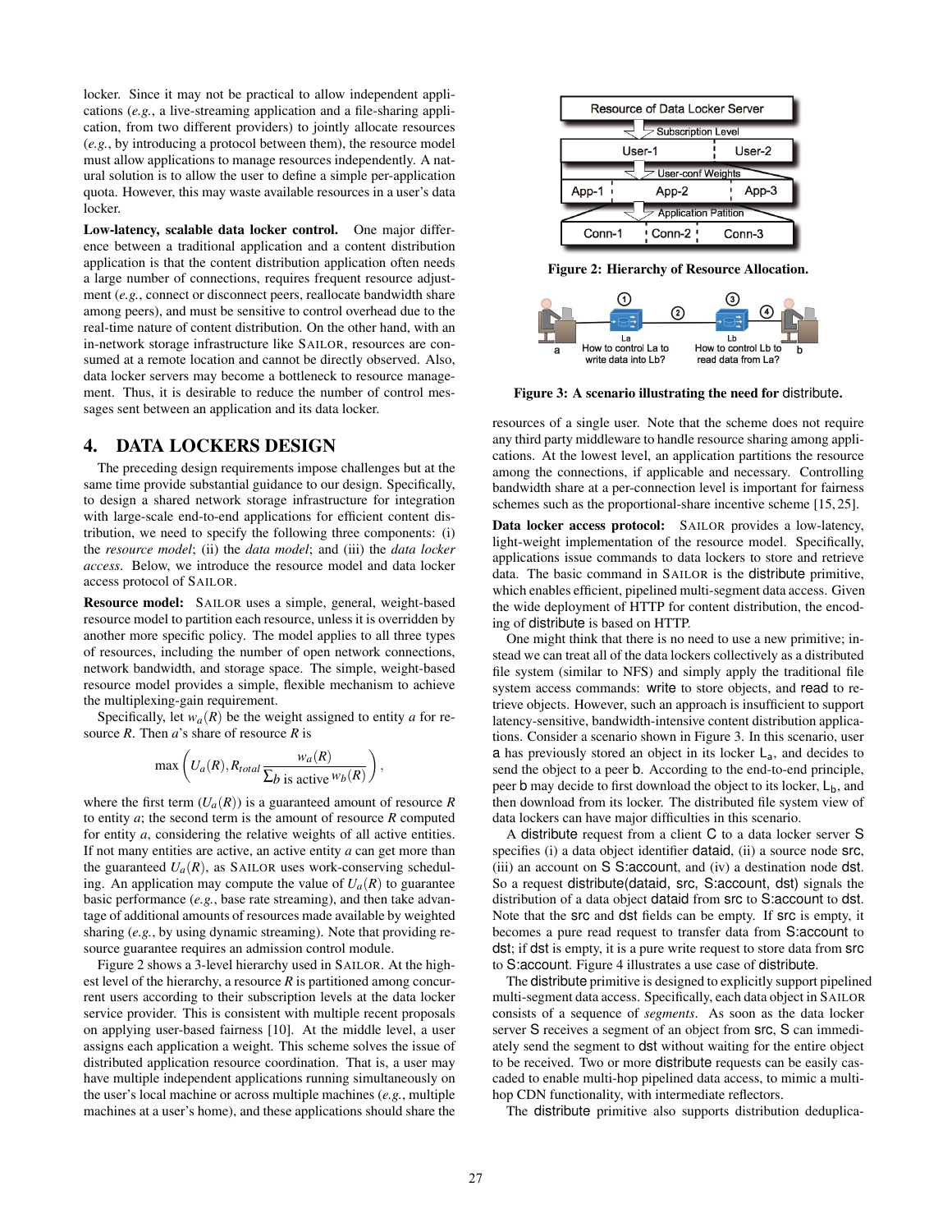locker. Since it may not be practical to allow independent applications (*e.g.*, a live-streaming application and a file-sharing application, from two different providers) to jointly allocate resources (*e.g.*, by introducing a protocol between them), the resource model must allow applications to manage resources independently. A natural solution is to allow the user to define a simple per-application quota. However, this may waste available resources in a user's data locker.

**Low-latency, scalable data locker control.** One major difference between a traditional application and a content distribution application is that the content distribution application often needs a large number of connections, requires frequent resource adjustment (*e.g.*, connect or disconnect peers, reallocate bandwidth share among peers), and must be sensitive to control overhead due to the real-time nature of content distribution. On the other hand, with an in-network storage infrastructure like SAILOR, resources are consumed at a remote location and cannot be directly observed. Also, data locker servers may become a bottleneck to resource management. Thus, it is desirable to reduce the number of control messages sent between an application and its data locker.

## 4. DATA LOCKERS DESIGN

The preceding design requirements impose challenges but at the same time provide substantial guidance to our design. Specifically, to design a shared network storage infrastructure for integration with large-scale end-to-end applications for efficient content distribution, we need to specify the following three components: (i) the *resource model*; (ii) the *data model*; and (iii) the *data locker access*. Below, we introduce the resource model and data locker access protocol of SAILOR.

**Resource model:** SAILOR uses a simple, general, weight-based resource model to partition each resource, unless it is overridden by another more specific policy. The model applies to all three types of resources, including the number of open network connections, network bandwidth, and storage space. The simple, weight-based resource model provides a simple, flexible mechanism to achieve the multiplexing-gain requirement.

Specifically, let $w_a(R)$ be the weight assigned to entity $a$ for resource $R$. Then $a$'s share of resource $R$ is

$$\max\left(U_a(R), R_{total}\frac{w_a(R)}{\sum_{b \text{ is active}} w_b(R)}\right),$$

where the first term ($U_a(R)$) is a guaranteed amount of resource $R$ to entity $a$; the second term is the amount of resource $R$ computed for entity $a$, considering the relative weights of all active entities. If not many entities are active, an active entity $a$ can get more than the guaranteed $U_a(R)$, as SAILOR uses work-conserving scheduling. An application may compute the value of $U_a(R)$ to guarantee basic performance (*e.g.*, base rate streaming), and then take advantage of additional amounts of resources made available by weighted sharing (*e.g.*, by using dynamic streaming). Note that providing resource guarantee requires an admission control module.

Figure 2 shows a 3-level hierarchy used in SAILOR. At the highest level of the hierarchy, a resource $R$ is partitioned among concurrent users according to their subscription levels at the data locker service provider. This is consistent with multiple recent proposals on applying user-based fairness [10]. At the middle level, a user assigns each application a weight. This scheme solves the issue of distributed application resource coordination. That is, a user may have multiple independent applications running simultaneously on the user's local machine or across multiple machines (*e.g.*, multiple machines at a user's home), and these applications should share the resources of a single user. Note that the scheme does not require any third party middleware to handle resource sharing among applications. At the lowest level, an application partitions the resource among the connections, if applicable and necessary. Controlling bandwidth share at a per-connection level is important for fairness schemes such as the proportional-share incentive scheme [15, 25].

Resource of Data Locker Server
Subscription Level
User-1
User-2
User-conf Weights
App-1
App-2
App-3
Application Patition
Conn-1
Conn-2
Conn-3

**Figure 2: Hierarchy of Resource Allocation.**

1
2
3
4
a
La
How to control La to write data into Lb?
Lb
How to control Lb to read data from La?
b

**Figure 3: A scenario illustrating the need for distribute.**

**Data locker access protocol:** SAILOR provides a low-latency, light-weight implementation of the resource model. Specifically, applications issue commands to data lockers to store and retrieve data. The basic command in SAILOR is the distribute primitive, which enables efficient, pipelined multi-segment data access. Given the wide deployment of HTTP for content distribution, the encoding of distribute is based on HTTP.

One might think that there is no need to use a new primitive; instead we can treat all of the data lockers collectively as a distributed file system (similar to NFS) and simply apply the traditional file system access commands: write to store objects, and read to retrieve objects. However, such an approach is insufficient to support latency-sensitive, bandwidth-intensive content distribution applications. Consider a scenario shown in Figure 3. In this scenario, user a has previously stored an object in its locker $L_a$, and decides to send the object to a peer b. According to the end-to-end principle, peer b may decide to first download the object to its locker, $L_b$, and then download from its locker. The distributed file system view of data lockers can have major difficulties in this scenario.

A distribute request from a client C to a data locker server S specifies (i) a data object identifier dataid, (ii) a source node src, (iii) an account on S S:account, and (iv) a destination node dst. So a request distribute(dataid, src, S:account, dst) signals the distribution of a data object dataid from src to S:account to dst. Note that the src and dst fields can be empty. If src is empty, it becomes a pure read request to transfer data from S:account to dst; if dst is empty, it is a pure write request to store data from src to S:account. Figure 4 illustrates a use case of distribute.

The distribute primitive is designed to explicitly support pipelined multi-segment data access. Specifically, each data object in SAILOR consists of a sequence of *segments*. As soon as the data locker server S receives a segment of an object from src, S can immediately send the segment to dst without waiting for the entire object to be received. Two or more distribute requests can be easily cascaded to enable multi-hop pipelined data access, to mimic a multi-hop CDN functionality, with intermediate reflectors.

The distribute primitive also supports distribution deduplica-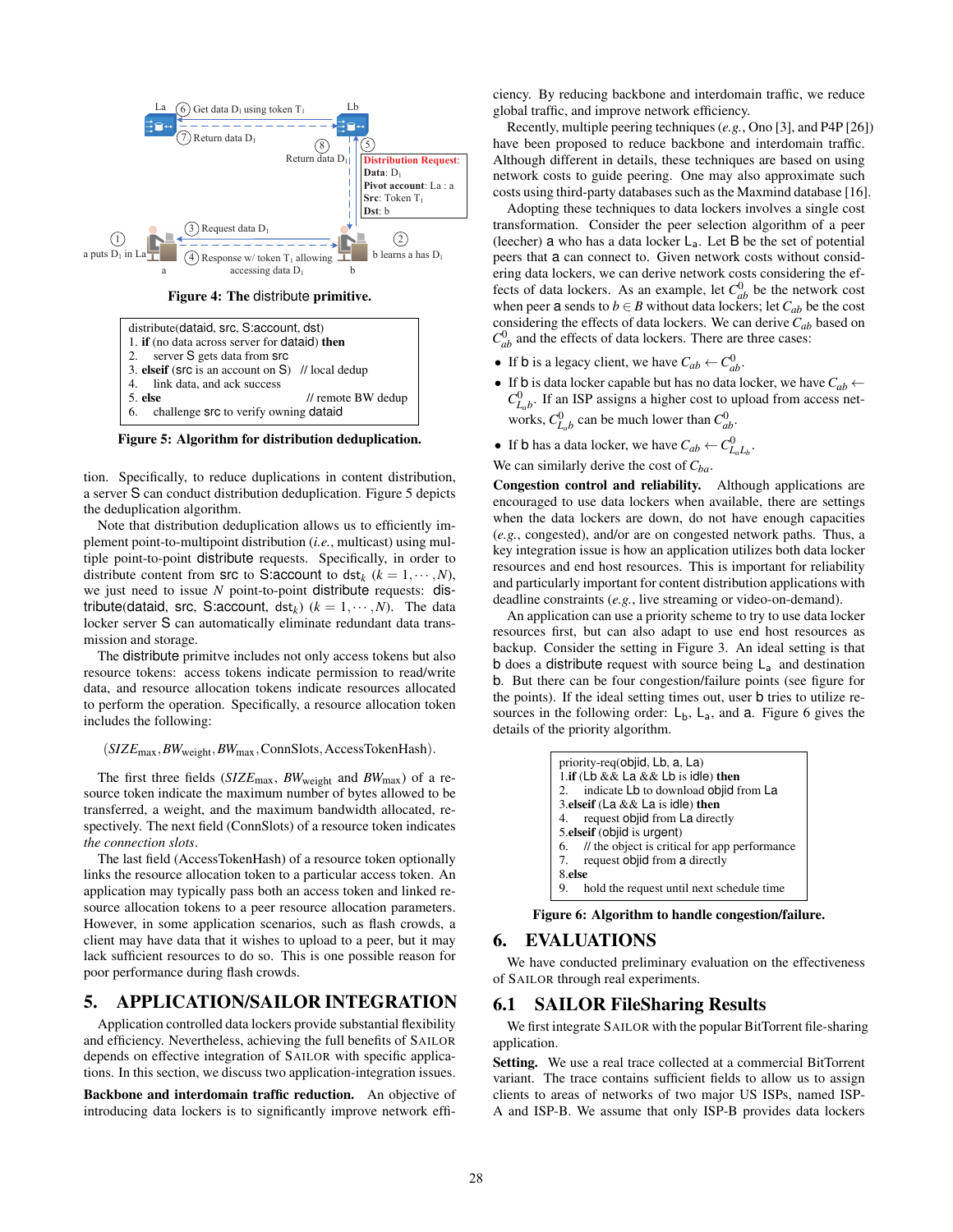Figure 4: The distribute primitive.

```
distribute(dataid, src, S:account, dst)
1. if (no data across server for dataid) then
2.     server S gets data from src
3. elseif (src is an account on S)  // local dedup
4.     link data, and ack success
5. else                              // remote BW dedup
6.     challenge src to verify owning dataid
```

Figure 5: Algorithm for distribution deduplication.

tion. Specifically, to reduce duplications in content distribution, a server S can conduct distribution deduplication. Figure 5 depicts the deduplication algorithm.

Note that distribution deduplication allows us to efficiently implement point-to-multipoint distribution (*i.e.*, multicast) using multiple point-to-point distribute requests. Specifically, in order to distribute content from src to S:account to $\text{dst}_k$ ($k = 1, \cdots, N$), we just need to issue $N$ point-to-point distribute requests: distribute(dataid, src, S:account, $\text{dst}_k$) ($k = 1, \cdots, N$). The data locker server S can automatically eliminate redundant data transmission and storage.

The distribute primitve includes not only access tokens but also resource tokens: access tokens indicate permission to read/write data, and resource allocation tokens indicate resources allocated to perform the operation. Specifically, a resource allocation token includes the following:

$$(SIZE_{\max}, BW_{\text{weight}}, BW_{\max}, \text{ConnSlots}, \text{AccessTokenHash}).$$

The first three fields ($SIZE_{\max}$, $BW_{\text{weight}}$ and $BW_{\max}$) of a resource token indicate the maximum number of bytes allowed to be transferred, a weight, and the maximum bandwidth allocated, respectively. The next field (ConnSlots) of a resource token indicates *the connection slots*.

The last field (AccessTokenHash) of a resource token optionally links the resource allocation token to a particular access token. An application may typically pass both an access token and linked resource allocation tokens to a peer resource allocation parameters. However, in some application scenarios, such as flash crowds, a client may have data that it wishes to upload to a peer, but it may lack sufficient resources to do so. This is one possible reason for poor performance during flash crowds.

## 5. APPLICATION/SAILOR INTEGRATION

Application controlled data lockers provide substantial flexibility and efficiency. Nevertheless, achieving the full benefits of SAILOR depends on effective integration of SAILOR with specific applications. In this section, we discuss two application-integration issues.

**Backbone and interdomain traffic reduction.** An objective of introducing data lockers is to significantly improve network efficiency. By reducing backbone and interdomain traffic, we reduce global traffic, and improve network efficiency.

Recently, multiple peering techniques (*e.g.*, Ono [3], and P4P [26]) have been proposed to reduce backbone and interdomain traffic. Although different in details, these techniques are based on using network costs to guide peering. One may also approximate such costs using third-party databases such as the Maxmind database [16].

Adopting these techniques to data lockers involves a single cost transformation. Consider the peer selection algorithm of a peer (leecher) a who has a data locker $L_a$. Let B be the set of potential peers that a can connect to. Given network costs without considering data lockers, we can derive network costs considering the effects of data lockers. As an example, let $C^0_{ab}$ be the network cost when peer a sends to $b \in B$ without data lockers; let $C_{ab}$ be the cost considering the effects of data lockers. We can derive $C_{ab}$ based on $C^0_{ab}$ and the effects of data lockers. There are three cases:

- If b is a legacy client, we have $C_{ab} \leftarrow C^0_{ab}$.
- If b is data locker capable but has no data locker, we have $C_{ab} \leftarrow C^0_{L_ab}$. If an ISP assigns a higher cost to upload from access networks, $C^0_{L_ab}$ can be much lower than $C^0_{ab}$.
- If b has a data locker, we have $C_{ab} \leftarrow C^0_{L_aL_b}$.

We can similarly derive the cost of $C_{ba}$.

**Congestion control and reliability.** Although applications are encouraged to use data lockers when available, there are settings when the data lockers are down, do not have enough capacities (*e.g.*, congested), and/or are on congested network paths. Thus, a key integration issue is how an application utilizes both data locker resources and end host resources. This is important for reliability and particularly important for content distribution applications with deadline constraints (*e.g.*, live streaming or video-on-demand).

An application can use a priority scheme to try to use data locker resources first, but can also adapt to use end host resources as backup. Consider the setting in Figure 3. An ideal setting is that b does a distribute request with source being $L_a$ and destination b. But there can be four congestion/failure points (see figure for the points). If the ideal setting times out, user b tries to utilize resources in the following order: $L_b$, $L_a$, and a. Figure 6 gives the details of the priority algorithm.

```
priority-req(objid, Lb, a, La)
1.if (Lb && La && Lb is idle) then
2.    indicate Lb to download objid from La
3.elseif (La && La is idle) then
4.    request objid from La directly
5.elseif (objid is urgent)
6.    // the object is critical for app performance
7.    request objid from a directly
8.else
9.    hold the request until next schedule time
```

Figure 6: Algorithm to handle congestion/failure.

## 6. EVALUATIONS

We have conducted preliminary evaluation on the effectiveness of SAILOR through real experiments.

### 6.1 SAILOR FileSharing Results

We first integrate SAILOR with the popular BitTorrent file-sharing application.

**Setting.** We use a real trace collected at a commercial BitTorrent variant. The trace contains sufficient fields to allow us to assign clients to areas of networks of two major US ISPs, named ISP-A and ISP-B. We assume that only ISP-B provides data lockers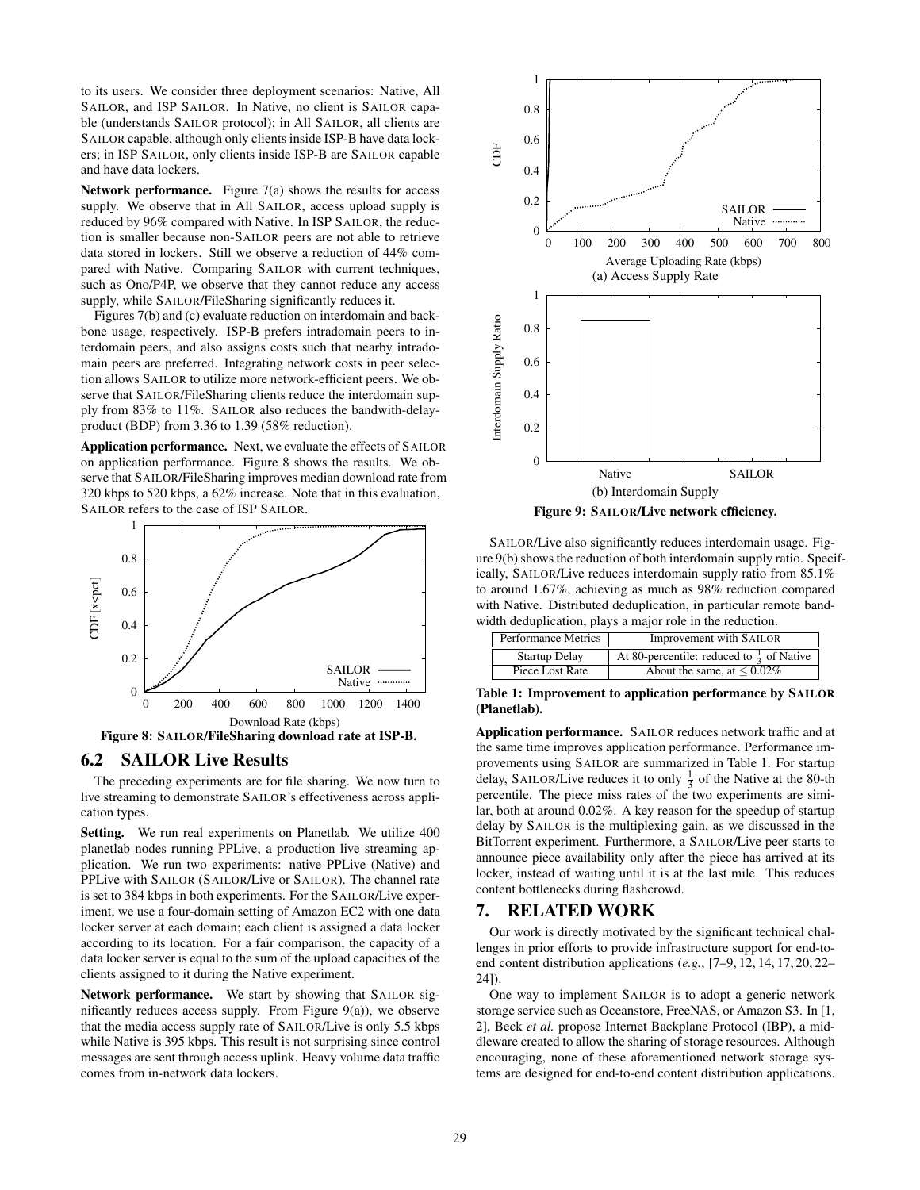to its users. We consider three deployment scenarios: Native, All SAILOR, and ISP SAILOR. In Native, no client is SAILOR capable (understands SAILOR protocol); in All SAILOR, all clients are SAILOR capable, although only clients inside ISP-B have data lockers; in ISP SAILOR, only clients inside ISP-B are SAILOR capable and have data lockers.

**Network performance.** Figure 7(a) shows the results for access supply. We observe that in All SAILOR, access upload supply is reduced by 96% compared with Native. In ISP SAILOR, the reduction is smaller because non-SAILOR peers are not able to retrieve data stored in lockers. Still we observe a reduction of 44% compared with Native. Comparing SAILOR with current techniques, such as Ono/P4P, we observe that they cannot reduce any access supply, while SAILOR/FileSharing significantly reduces it.

Figures 7(b) and (c) evaluate reduction on interdomain and backbone usage, respectively. ISP-B prefers intradomain peers to interdomain peers, and also assigns costs such that nearby intradomain peers are preferred. Integrating network costs in peer selection allows SAILOR to utilize more network-efficient peers. We observe that SAILOR/FileSharing clients reduce the interdomain supply from 83% to 11%. SAILOR also reduces the bandwith-delay-product (BDP) from 3.36 to 1.39 (58% reduction).

**Application performance.** Next, we evaluate the effects of SAILOR on application performance. Figure 8 shows the results. We observe that SAILOR/FileSharing improves median download rate from 320 kbps to 520 kbps, a 62% increase. Note that in this evaluation, SAILOR refers to the case of ISP SAILOR.

**Figure 8: SAILOR/FileSharing download rate at ISP-B.**

## 6.2 SAILOR Live Results

The preceding experiments are for file sharing. We now turn to live streaming to demonstrate SAILOR's effectiveness across application types.

**Setting.** We run real experiments on Planetlab. We utilize 400 planetlab nodes running PPLive, a production live streaming application. We run two experiments: native PPLive (Native) and PPLive with SAILOR (SAILOR/Live or SAILOR). The channel rate is set to 384 kbps in both experiments. For the SAILOR/Live experiment, we use a four-domain setting of Amazon EC2 with one data locker server at each domain; each client is assigned a data locker according to its location. For a fair comparison, the capacity of a data locker server is equal to the sum of the upload capacities of the clients assigned to it during the Native experiment.

**Network performance.** We start by showing that SAILOR significantly reduces access supply. From Figure 9(a)), we observe that the media access supply rate of SAILOR/Live is only 5.5 kbps while Native is 395 kbps. This result is not surprising since control messages are sent through access uplink. Heavy volume data traffic comes from in-network data lockers.

(a) Access Supply Rate

(b) Interdomain Supply

**Figure 9: SAILOR/Live network efficiency.**

SAILOR/Live also significantly reduces interdomain usage. Figure 9(b) shows the reduction of both interdomain supply ratio. Specifically, SAILOR/Live reduces interdomain supply ratio from 85.1% to around 1.67%, achieving as much as 98% reduction compared with Native. Distributed deduplication, in particular remote bandwidth deduplication, plays a major role in the reduction.

| Performance Metrics | Improvement with SAILOR |
|---|---|
| Startup Delay | At 80-percentile: reduced to $\frac{1}{3}$ of Native |
| Piece Lost Rate | About the same, at $\leq 0.02\%$ |

**Table 1: Improvement to application performance by SAILOR (Planetlab).**

**Application performance.** SAILOR reduces network traffic and at the same time improves application performance. Performance improvements using SAILOR are summarized in Table 1. For startup delay, SAILOR/Live reduces it to only $\frac{1}{3}$ of the Native at the 80-th percentile. The piece miss rates of the two experiments are similar, both at around 0.02%. A key reason for the speedup of startup delay by SAILOR is the multiplexing gain, as we discussed in the BitTorrent experiment. Furthermore, a SAILOR/Live peer starts to announce piece availability only after the piece has arrived at its locker, instead of waiting until it is at the last mile. This reduces content bottlenecks during flashcrowd.

# 7. RELATED WORK

Our work is directly motivated by the significant technical challenges in prior efforts to provide infrastructure support for end-to-end content distribution applications (*e.g.*, [7–9, 12, 14, 17, 20, 22–24]).

One way to implement SAILOR is to adopt a generic network storage service such as Oceanstore, FreeNAS, or Amazon S3. In [1, 2], Beck *et al.* propose Internet Backplane Protocol (IBP), a middleware created to allow the sharing of storage resources. Although encouraging, none of these aforementioned network storage systems are designed for end-to-end content distribution applications.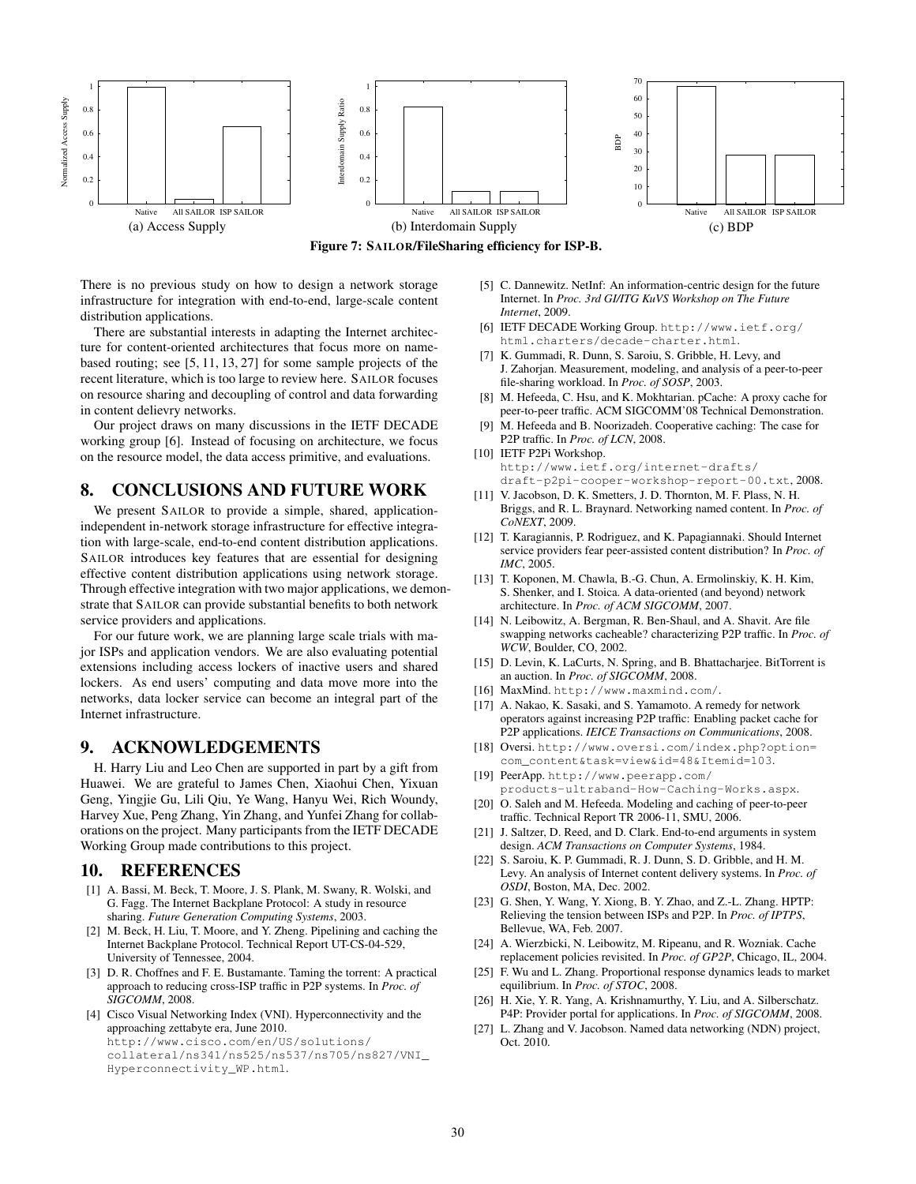Normalized Access Supply

1
0.8
0.6
0.4
0.2
0

Native All SAILOR ISP SAILOR

(a) Access Supply

Interdomain Supply Ratio

1
0.8
0.6
0.4
0.2
0

Native All SAILOR ISP SAILOR

(b) Interdomain Supply

BDP

70
60
50
40
30
20
10
0

Native All SAILOR ISP SAILOR

(c) BDP

**Figure 7: SAILOR/FileSharing efficiency for ISP-B.**

There is no previous study on how to design a network storage infrastructure for integration with end-to-end, large-scale content distribution applications.

There are substantial interests in adapting the Internet architecture for content-oriented architectures that focus more on name-based routing; see [5, 11, 13, 27] for some sample projects of the recent literature, which is too large to review here. SAILOR focuses on resource sharing and decoupling of control and data forwarding in content delievry networks.

Our project draws on many discussions in the IETF DECADE working group [6]. Instead of focusing on architecture, we focus on the resource model, the data access primitive, and evaluations.

## 8. CONCLUSIONS AND FUTURE WORK

We present SAILOR to provide a simple, shared, application-independent in-network storage infrastructure for effective integration with large-scale, end-to-end content distribution applications. SAILOR introduces key features that are essential for designing effective content distribution applications using network storage. Through effective integration with two major applications, we demonstrate that SAILOR can provide substantial benefits to both network service providers and applications.

For our future work, we are planning large scale trials with major ISPs and application vendors. We are also evaluating potential extensions including access lockers of inactive users and shared lockers. As end users' computing and data move more into the networks, data locker service can become an integral part of the Internet infrastructure.

## 9. ACKNOWLEDGEMENTS

H. Harry Liu and Leo Chen are supported in part by a gift from Huawei. We are grateful to James Chen, Xiaohui Chen, Yixuan Geng, Yingjie Gu, Lili Qiu, Ye Wang, Hanyu Wei, Rich Woundy, Harvey Xue, Peng Zhang, Yin Zhang, and Yunfei Zhang for collaborations on the project. Many participants from the IETF DECADE Working Group made contributions to this project.

## 10. REFERENCES

[1] A. Bassi, M. Beck, T. Moore, J. S. Plank, M. Swany, R. Wolski, and G. Fagg. The Internet Backplane Protocol: A study in resource sharing. *Future Generation Computing Systems*, 2003.

[2] M. Beck, H. Liu, T. Moore, and Y. Zheng. Pipelining and caching the Internet Backplane Protocol. Technical Report UT-CS-04-529, University of Tennessee, 2004.

[3] D. R. Choffnes and F. E. Bustamante. Taming the torrent: A practical approach to reducing cross-ISP traffic in P2P systems. In *Proc. of SIGCOMM*, 2008.

[4] Cisco Visual Networking Index (VNI). Hyperconnectivity and the approaching zettabyte era, June 2010. http://www.cisco.com/en/US/solutions/collateral/ns341/ns525/ns537/ns705/ns827/VNI_Hyperconnectivity_WP.html.

[5] C. Dannewitz. NetInf: An information-centric design for the future Internet. In *Proc. 3rd GI/ITG KuVS Workshop on The Future Internet*, 2009.

[6] IETF DECADE Working Group. http://www.ietf.org/html.charters/decade-charter.html.

[7] K. Gummadi, R. Dunn, S. Saroiu, S. Gribble, H. Levy, and J. Zahorjan. Measurement, modeling, and analysis of a peer-to-peer file-sharing workload. In *Proc. of SOSP*, 2003.

[8] M. Hefeeda, C. Hsu, and K. Mokhtarian. pCache: A proxy cache for peer-to-peer traffic. ACM SIGCOMM'08 Technical Demonstration.

[9] M. Hefeeda and B. Noorizadeh. Cooperative caching: The case for P2P traffic. In *Proc. of LCN*, 2008.

[10] IETF P2Pi Workshop. http://www.ietf.org/internet-drafts/draft-p2pi-cooper-workshop-report-00.txt, 2008.

[11] V. Jacobson, D. K. Smetters, J. D. Thornton, M. F. Plass, N. H. Briggs, and R. L. Braynard. Networking named content. In *Proc. of CoNEXT*, 2009.

[12] T. Karagiannis, P. Rodriguez, and K. Papagiannaki. Should Internet service providers fear peer-assisted content distribution? In *Proc. of IMC*, 2005.

[13] T. Koponen, M. Chawla, B.-G. Chun, A. Ermolinskiy, K. H. Kim, S. Shenker, and I. Stoica. A data-oriented (and beyond) network architecture. In *Proc. of ACM SIGCOMM*, 2007.

[14] N. Leibowitz, A. Bergman, R. Ben-Shaul, and A. Shavit. Are file swapping networks cacheable? characterizing P2P traffic. In *Proc. of WCW*, Boulder, CO, 2002.

[15] D. Levin, K. LaCurts, N. Spring, and B. Bhattacharjee. BitTorrent is an auction. In *Proc. of SIGCOMM*, 2008.

[16] MaxMind. http://www.maxmind.com/.

[17] A. Nakao, K. Sasaki, and S. Yamamoto. A remedy for network operators against increasing P2P traffic: Enabling packet cache for P2P applications. *IEICE Transactions on Communications*, 2008.

[18] Oversi. http://www.oversi.com/index.php?option=com_content&task=view&id=48&Itemid=103.

[19] PeerApp. http://www.peerapp.com/products-ultraband-How-Caching-Works.aspx.

[20] O. Saleh and M. Hefeeda. Modeling and caching of peer-to-peer traffic. Technical Report TR 2006-11, SMU, 2006.

[21] J. Saltzer, D. Reed, and D. Clark. End-to-end arguments in system design. *ACM Transactions on Computer Systems*, 1984.

[22] S. Saroiu, K. P. Gummadi, R. J. Dunn, S. D. Gribble, and H. M. Levy. An analysis of Internet content delivery systems. In *Proc. of OSDI*, Boston, MA, Dec. 2002.

[23] G. Shen, Y. Wang, Y. Xiong, B. Y. Zhao, and Z.-L. Zhang. HPTP: Relieving the tension between ISPs and P2P. In *Proc. of IPTPS*, Bellevue, WA, Feb. 2007.

[24] A. Wierzbicki, N. Leibowitz, M. Ripeanu, and R. Wozniak. Cache replacement policies revisited. In *Proc. of GP2P*, Chicago, IL, 2004.

[25] F. Wu and L. Zhang. Proportional response dynamics leads to market equilibrium. In *Proc. of STOC*, 2008.

[26] H. Xie, Y. R. Yang, A. Krishnamurthy, Y. Liu, and A. Silberschatz. P4P: Provider portal for applications. In *Proc. of SIGCOMM*, 2008.

[27] L. Zhang and V. Jacobson. Named data networking (NDN) project, Oct. 2010.